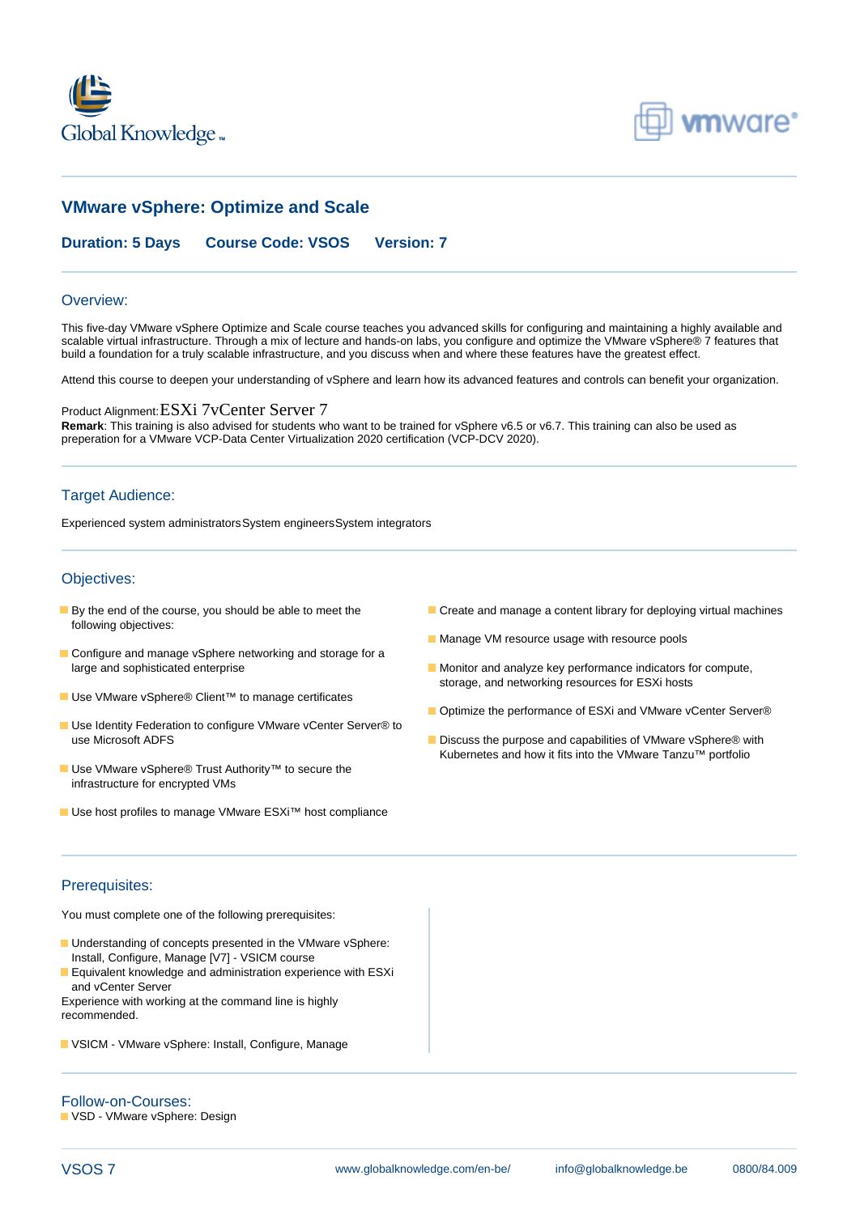# VMware vSphere: Optimize and Scale

**Duration: 5 Days** **Course Code: VSOS** **Version: 7**

## Overview:

This five-day VMware vSphere Optimize and Scale course teaches you advanced skills for configuring and maintaining a highly available and scalable virtual infrastructure. Through a mix of lecture and hands-on labs, you configure and optimize the VMware vSphere® 7 features that build a foundation for a truly scalable infrastructure, and you discuss when and where these features have the greatest effect.

Attend this course to deepen your understanding of vSphere and learn how its advanced features and controls can benefit your organization.

Product Alignment: ESXi 7vCenter Server 7
**Remark**: This training is also advised for students who want to be trained for vSphere v6.5 or v6.7. This training can also be used as preperation for a VMware VCP-Data Center Virtualization 2020 certification (VCP-DCV 2020).

## Target Audience:

Experienced system administratorsSystem engineersSystem integrators

## Objectives:

- By the end of the course, you should be able to meet the following objectives:
- Configure and manage vSphere networking and storage for a large and sophisticated enterprise
- Use VMware vSphere® Client™ to manage certificates
- Use Identity Federation to configure VMware vCenter Server® to use Microsoft ADFS
- Use VMware vSphere® Trust Authority™ to secure the infrastructure for encrypted VMs
- Use host profiles to manage VMware ESXi™ host compliance
- Create and manage a content library for deploying virtual machines
- Manage VM resource usage with resource pools
- Monitor and analyze key performance indicators for compute, storage, and networking resources for ESXi hosts
- Optimize the performance of ESXi and VMware vCenter Server®
- Discuss the purpose and capabilities of VMware vSphere® with Kubernetes and how it fits into the VMware Tanzu™ portfolio

## Prerequisites:

You must complete one of the following prerequisites:

- Understanding of concepts presented in the VMware vSphere: Install, Configure, Manage [V7] - VSICM course
- Equivalent knowledge and administration experience with ESXi and vCenter Server

Experience with working at the command line is highly recommended.

- VSICM - VMware vSphere: Install, Configure, Manage

## Follow-on-Courses:

- VSD - VMware vSphere: Design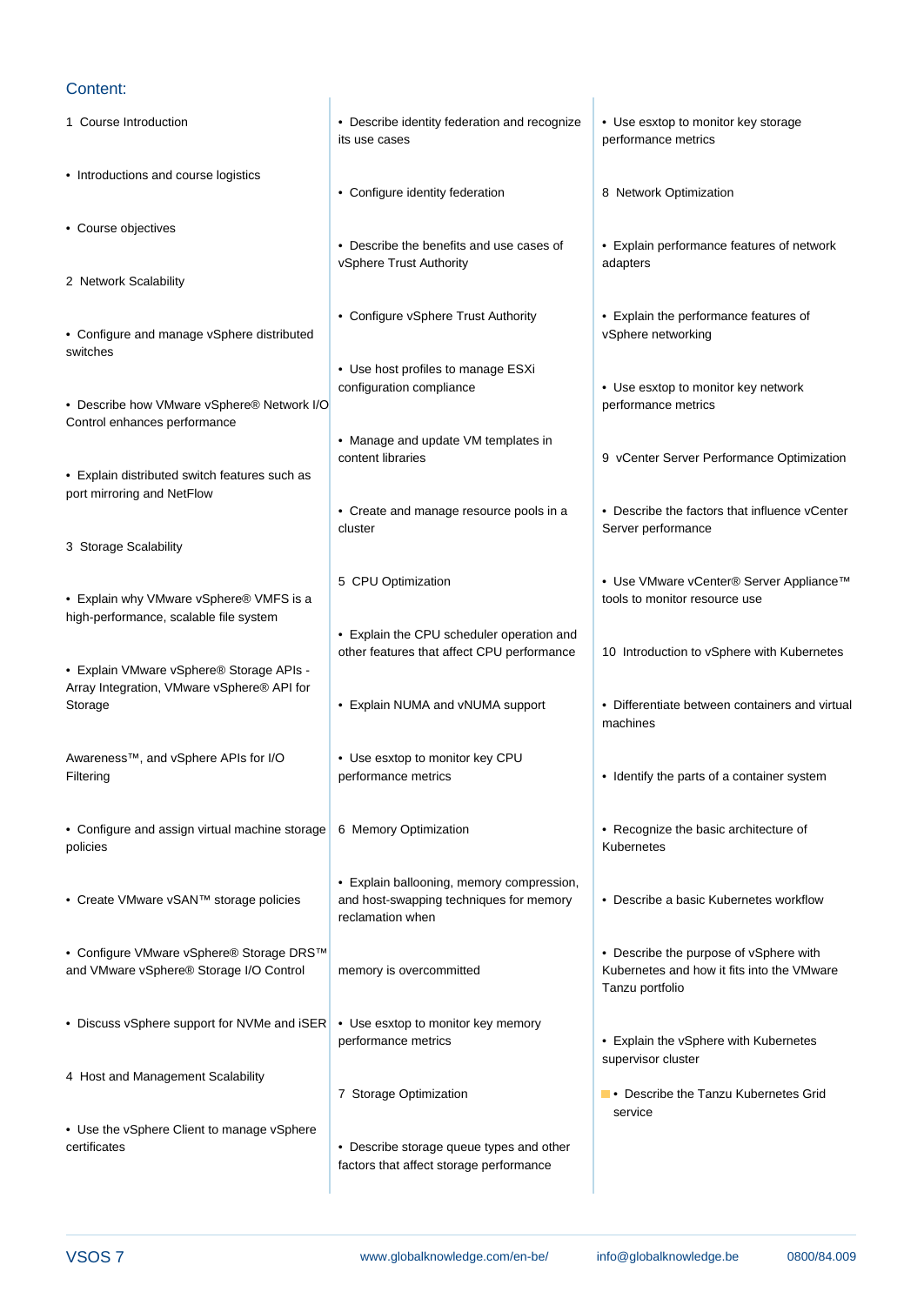## Content:

1 Course Introduction

- Introductions and course logistics
- Course objectives

2 Network Scalability

- Configure and manage vSphere distributed switches
- Describe how VMware vSphere® Network I/O Control enhances performance
- Explain distributed switch features such as port mirroring and NetFlow

3 Storage Scalability

- Explain why VMware vSphere® VMFS is a high-performance, scalable file system
- Explain VMware vSphere® Storage APIs - Array Integration, VMware vSphere® API for Storage Awareness™, and vSphere APIs for I/O Filtering
- Configure and assign virtual machine storage policies
- Create VMware vSAN™ storage policies
- Configure VMware vSphere® Storage DRS™ and VMware vSphere® Storage I/O Control
- Discuss vSphere support for NVMe and iSER

4 Host and Management Scalability

- Use the vSphere Client to manage vSphere certificates
- Describe identity federation and recognize its use cases
- Configure identity federation
- Describe the benefits and use cases of vSphere Trust Authority
- Configure vSphere Trust Authority
- Use host profiles to manage ESXi configuration compliance
- Manage and update VM templates in content libraries
- Create and manage resource pools in a cluster

5 CPU Optimization

- Explain the CPU scheduler operation and other features that affect CPU performance
- Explain NUMA and vNUMA support
- Use esxtop to monitor key CPU performance metrics

6 Memory Optimization

- Explain ballooning, memory compression, and host-swapping techniques for memory reclamation when memory is overcommitted
- Use esxtop to monitor key memory performance metrics

7 Storage Optimization

- Describe storage queue types and other factors that affect storage performance
- Use esxtop to monitor key storage performance metrics

8 Network Optimization

- Explain performance features of network adapters
- Explain the performance features of vSphere networking
- Use esxtop to monitor key network performance metrics

9 vCenter Server Performance Optimization

- Describe the factors that influence vCenter Server performance
- Use VMware vCenter® Server Appliance™ tools to monitor resource use

10 Introduction to vSphere with Kubernetes

- Differentiate between containers and virtual machines
- Identify the parts of a container system
- Recognize the basic architecture of Kubernetes
- Describe a basic Kubernetes workflow
- Describe the purpose of vSphere with Kubernetes and how it fits into the VMware Tanzu portfolio
- Explain the vSphere with Kubernetes supervisor cluster
- Describe the Tanzu Kubernetes Grid service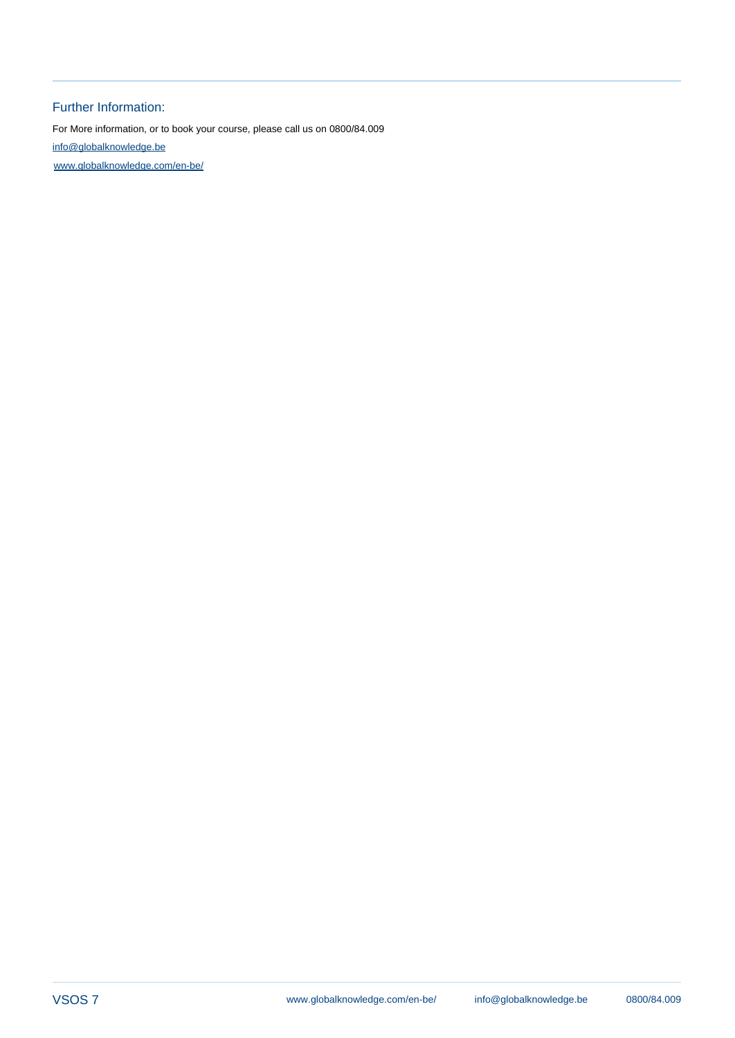## Further Information:

For More information, or to book your course, please call us on 0800/84.009

info@globalknowledge.be

www.globalknowledge.com/en-be/